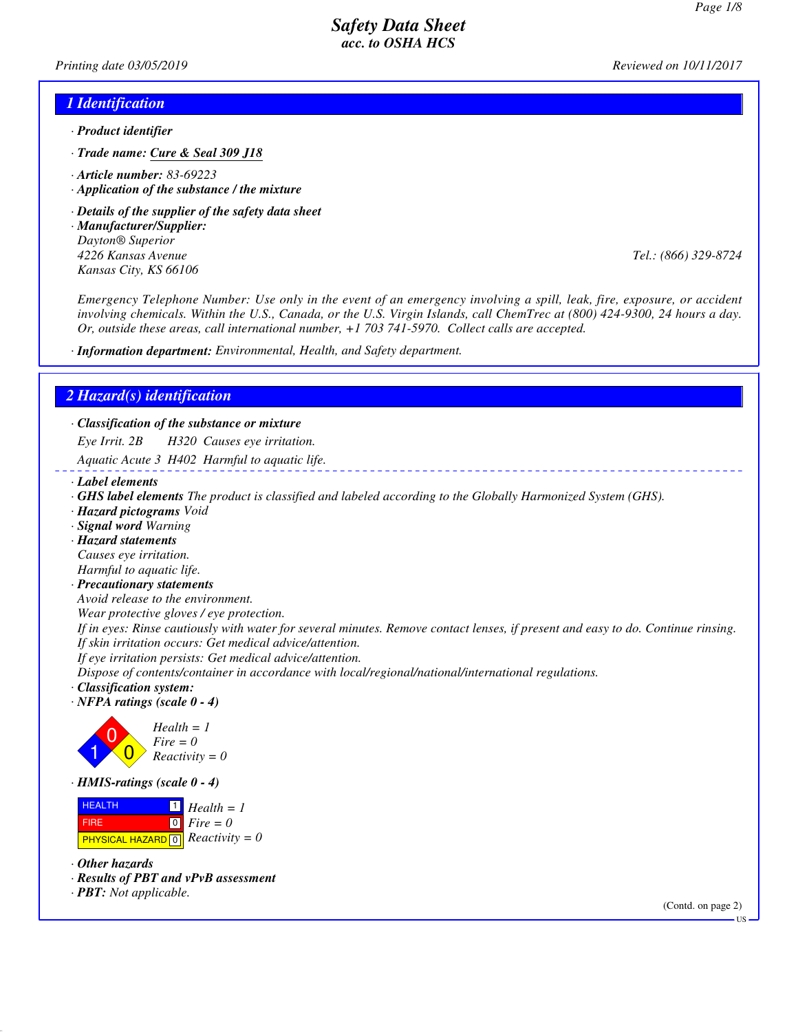# Safety Data Sheet
## acc. to OSHA HCS

*Printing date 03/05/2019* *Reviewed on 10/11/2017*

## 1 Identification

· **Product identifier**

· **Trade name:** Cure & Seal 309 J18

· **Article number:** 83-69223

· **Application of the substance / the mixture**

· **Details of the supplier of the safety data sheet**

· **Manufacturer/Supplier:**
Dayton® Superior
4226 Kansas Avenue
Kansas City, KS 66106
Tel.: (866) 329-8724

Emergency Telephone Number: Use only in the event of an emergency involving a spill, leak, fire, exposure, or accident involving chemicals. Within the U.S., Canada, or the U.S. Virgin Islands, call ChemTrec at (800) 424-9300, 24 hours a day. Or, outside these areas, call international number, +1 703 741-5970. Collect calls are accepted.

· **Information department:** Environmental, Health, and Safety department.

## 2 Hazard(s) identification

· **Classification of the substance or mixture**

Eye Irrit. 2B H320 Causes eye irritation.

Aquatic Acute 3 H402 Harmful to aquatic life.

· **Label elements**

· **GHS label elements** The product is classified and labeled according to the Globally Harmonized System (GHS).

· **Hazard pictograms** Void

· **Signal word** Warning

· **Hazard statements**
Causes eye irritation.
Harmful to aquatic life.

· **Precautionary statements**
Avoid release to the environment.
Wear protective gloves / eye protection.
If in eyes: Rinse cautiously with water for several minutes. Remove contact lenses, if present and easy to do. Continue rinsing.
If skin irritation occurs: Get medical advice/attention.
If eye irritation persists: Get medical advice/attention.
Dispose of contents/container in accordance with local/regional/national/international regulations.

· **Classification system:**

· **NFPA ratings (scale 0 - 4)**

Health = 1
Fire = 0
Reactivity = 0

· **HMIS-ratings (scale 0 - 4)**

| | | |
|---|---|---|
| HEALTH | 1 | Health = 1 |
| FIRE | 0 | Fire = 0 |
| PHYSICAL HAZARD | 0 | Reactivity = 0 |

· **Other hazards**

· **Results of PBT and vPvB assessment**

· **PBT:** Not applicable.

(Contd. on page 2)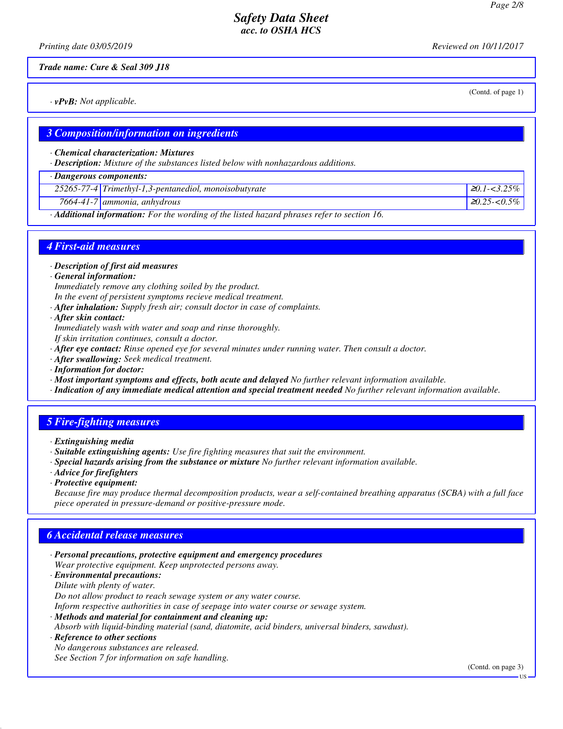(Contd. of page 1)

· **vPvB:** *Not applicable.*

## 3 Composition/information on ingredients

· **Chemical characterization: Mixtures**

· **Description:** *Mixture of the substances listed below with nonhazardous additions.*

| · Dangerous components: | | |
|---|---|---|
| 25265-77-4 | Trimethyl-1,3-pentanediol, monoisobutyrate | ≥0.1-<3.25% |
| 7664-41-7 | ammonia, anhydrous | ≥0.25-<0.5% |

· **Additional information:** *For the wording of the listed hazard phrases refer to section 16.*

## 4 First-aid measures

· **Description of first aid measures**

· **General information:**

*Immediately remove any clothing soiled by the product.*

*In the event of persistent symptoms recieve medical treatment.*

· **After inhalation:** *Supply fresh air; consult doctor in case of complaints.*

· **After skin contact:**

*Immediately wash with water and soap and rinse thoroughly.*

*If skin irritation continues, consult a doctor.*

· **After eye contact:** *Rinse opened eye for several minutes under running water. Then consult a doctor.*

· **After swallowing:** *Seek medical treatment.*

· **Information for doctor:**

· **Most important symptoms and effects, both acute and delayed** *No further relevant information available.*

· **Indication of any immediate medical attention and special treatment needed** *No further relevant information available.*

## 5 Fire-fighting measures

· **Extinguishing media**

· **Suitable extinguishing agents:** *Use fire fighting measures that suit the environment.*

· **Special hazards arising from the substance or mixture** *No further relevant information available.*

· **Advice for firefighters**

· **Protective equipment:**

*Because fire may produce thermal decomposition products, wear a self-contained breathing apparatus (SCBA) with a full face piece operated in pressure-demand or positive-pressure mode.*

## 6 Accidental release measures

· **Personal precautions, protective equipment and emergency procedures**

*Wear protective equipment. Keep unprotected persons away.*

· **Environmental precautions:**

*Dilute with plenty of water.*

*Do not allow product to reach sewage system or any water course.*

*Inform respective authorities in case of seepage into water course or sewage system.*

· **Methods and material for containment and cleaning up:**

*Absorb with liquid-binding material (sand, diatomite, acid binders, universal binders, sawdust).*

· **Reference to other sections**

*No dangerous substances are released.*

*See Section 7 for information on safe handling.*

(Contd. on page 3)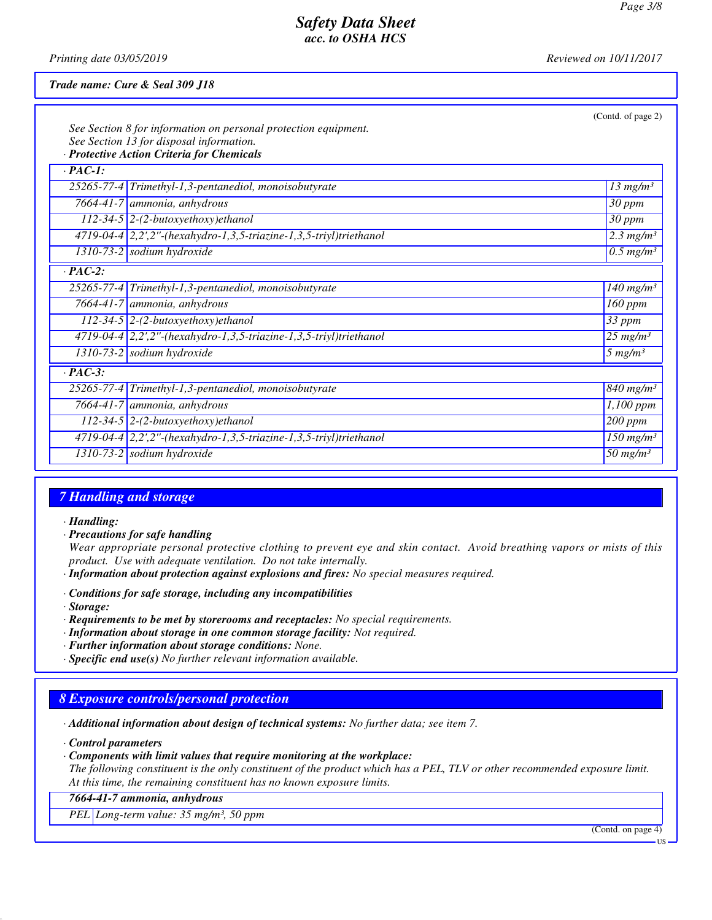Trade name: Cure & Seal 309 J18

(Contd. of page 2)

See Section 8 for information on personal protection equipment.
See Section 13 for disposal information.

· **Protective Action Criteria for Chemicals**

| · **PAC-1:** | | |
|---|---|---|
| 25265-77-4 | Trimethyl-1,3-pentanediol, monoisobutyrate | 13 mg/m³ |
| 7664-41-7 | ammonia, anhydrous | 30 ppm |
| 112-34-5 | 2-(2-butoxyethoxy)ethanol | 30 ppm |
| 4719-04-4 | 2,2',2''-(hexahydro-1,3,5-triazine-1,3,5-triyl)triethanol | 2.3 mg/m³ |
| 1310-73-2 | sodium hydroxide | 0.5 mg/m³ |
| · **PAC-2:** | | |
| 25265-77-4 | Trimethyl-1,3-pentanediol, monoisobutyrate | 140 mg/m³ |
| 7664-41-7 | ammonia, anhydrous | 160 ppm |
| 112-34-5 | 2-(2-butoxyethoxy)ethanol | 33 ppm |
| 4719-04-4 | 2,2',2''-(hexahydro-1,3,5-triazine-1,3,5-triyl)triethanol | 25 mg/m³ |
| 1310-73-2 | sodium hydroxide | 5 mg/m³ |
| · **PAC-3:** | | |
| 25265-77-4 | Trimethyl-1,3-pentanediol, monoisobutyrate | 840 mg/m³ |
| 7664-41-7 | ammonia, anhydrous | 1,100 ppm |
| 112-34-5 | 2-(2-butoxyethoxy)ethanol | 200 ppm |
| 4719-04-4 | 2,2',2''-(hexahydro-1,3,5-triazine-1,3,5-triyl)triethanol | 150 mg/m³ |
| 1310-73-2 | sodium hydroxide | 50 mg/m³ |

## 7 Handling and storage

· **Handling:**

· **Precautions for safe handling**
Wear appropriate personal protective clothing to prevent eye and skin contact. Avoid breathing vapors or mists of this product. Use with adequate ventilation. Do not take internally.

· **Information about protection against explosions and fires:** No special measures required.

· **Conditions for safe storage, including any incompatibilities**

· **Storage:**

· **Requirements to be met by storerooms and receptacles:** No special requirements.

· **Information about storage in one common storage facility:** Not required.

· **Further information about storage conditions:** None.

· **Specific end use(s)** No further relevant information available.

## 8 Exposure controls/personal protection

· **Additional information about design of technical systems:** No further data; see item 7.

· **Control parameters**

· **Components with limit values that require monitoring at the workplace:**
The following constituent is the only constituent of the product which has a PEL, TLV or other recommended exposure limit. At this time, the remaining constituent has no known exposure limits.

| 7664-41-7 ammonia, anhydrous | |
|---|---|
| PEL | Long-term value: 35 mg/m³, 50 ppm |

(Contd. on page 4)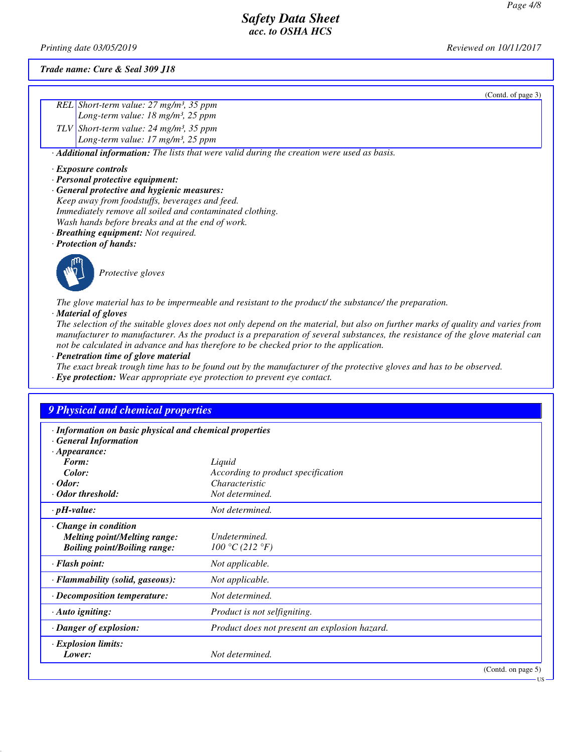**Trade name: Cure & Seal 309 J18**

(Contd. of page 3)

| | |
|---|---|
| REL | Short-term value: 27 mg/m³, 35 ppm<br>Long-term value: 18 mg/m³, 25 ppm |
| TLV | Short-term value: 24 mg/m³, 35 ppm<br>Long-term value: 17 mg/m³, 25 ppm |

· **Additional information:** The lists that were valid during the creation were used as basis.

· **Exposure controls**
· **Personal protective equipment:**
· **General protective and hygienic measures:**
Keep away from foodstuffs, beverages and feed.
Immediately remove all soiled and contaminated clothing.
Wash hands before breaks and at the end of work.
· **Breathing equipment:** Not required.
· **Protection of hands:**

Protective gloves

The glove material has to be impermeable and resistant to the product/ the substance/ the preparation.
· **Material of gloves**
The selection of the suitable gloves does not only depend on the material, but also on further marks of quality and varies from manufacturer to manufacturer. As the product is a preparation of several substances, the resistance of the glove material can not be calculated in advance and has therefore to be checked prior to the application.
· **Penetration time of glove material**
The exact break trough time has to be found out by the manufacturer of the protective gloves and has to be observed.
· **Eye protection:** Wear appropriate eye protection to prevent eye contact.

## 9 Physical and chemical properties

| | |
|---|---|
| · **Information on basic physical and chemical properties** | |
| · **General Information** | |
| · **Appearance:** | |
| **Form:** | Liquid |
| **Color:** | According to product specification |
| · **Odor:** | Characteristic |
| · **Odor threshold:** | Not determined. |
| · **pH-value:** | Not determined. |
| · **Change in condition** | |
| **Melting point/Melting range:** | Undetermined. |
| **Boiling point/Boiling range:** | 100 °C (212 °F) |
| · **Flash point:** | Not applicable. |
| · **Flammability (solid, gaseous):** | Not applicable. |
| · **Decomposition temperature:** | Not determined. |
| · **Auto igniting:** | Product is not selfigniting. |
| · **Danger of explosion:** | Product does not present an explosion hazard. |
| · **Explosion limits:** | |
| **Lower:** | Not determined. |

(Contd. on page 5)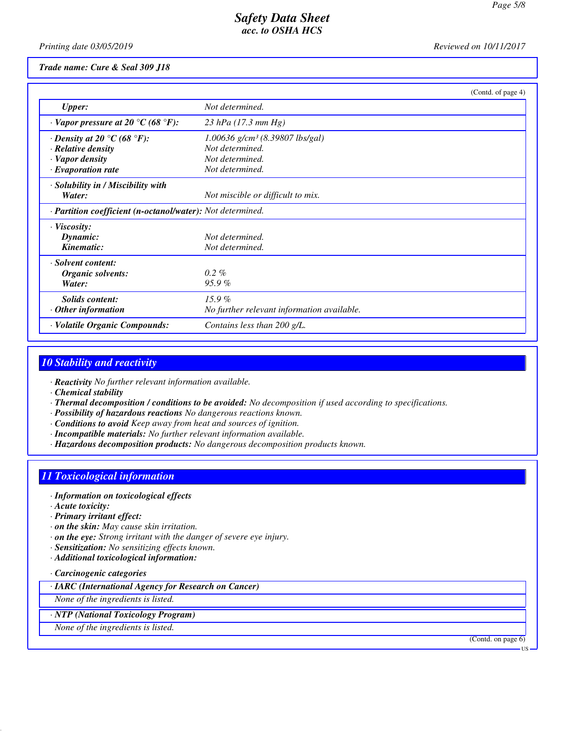Trade name: Cure & Seal 309 J18

(Contd. of page 4)

| | |
|---|---|
| *Upper:* | Not determined. |
| · *Vapor pressure at 20 °C (68 °F):* | 23 hPa (17.3 mm Hg) |
| · *Density at 20 °C (68 °F):* | 1.00636 g/cm³ (8.39807 lbs/gal) |
| · *Relative density* | Not determined. |
| · *Vapor density* | Not determined. |
| · *Evaporation rate* | Not determined. |
| · *Solubility in / Miscibility with* | |
| *Water:* | Not miscible or difficult to mix. |
| · *Partition coefficient (n-octanol/water):* | Not determined. |
| · *Viscosity:* | |
| *Dynamic:* | Not determined. |
| *Kinematic:* | Not determined. |
| · *Solvent content:* | |
| *Organic solvents:* | 0.2 % |
| *Water:* | 95.9 % |
| *Solids content:* | 15.9 % |
| · *Other information* | No further relevant information available. |
| · *Volatile Organic Compounds:* | Contains less than 200 g/L. |

## 10 Stability and reactivity

- **Reactivity** No further relevant information available.
- **Chemical stability**
- **Thermal decomposition / conditions to be avoided:** No decomposition if used according to specifications.
- **Possibility of hazardous reactions** No dangerous reactions known.
- **Conditions to avoid** Keep away from heat and sources of ignition.
- **Incompatible materials:** No further relevant information available.
- **Hazardous decomposition products:** No dangerous decomposition products known.

## 11 Toxicological information

- **Information on toxicological effects**
- **Acute toxicity:**
- **Primary irritant effect:**
- **on the skin:** May cause skin irritation.
- **on the eye:** Strong irritant with the danger of severe eye injury.
- **Sensitization:** No sensitizing effects known.
- **Additional toxicological information:**

- **Carcinogenic categories**

| · IARC (International Agency for Research on Cancer) |
|---|
| None of the ingredients is listed. |

| · NTP (National Toxicology Program) |
|---|
| None of the ingredients is listed. |

(Contd. on page 6)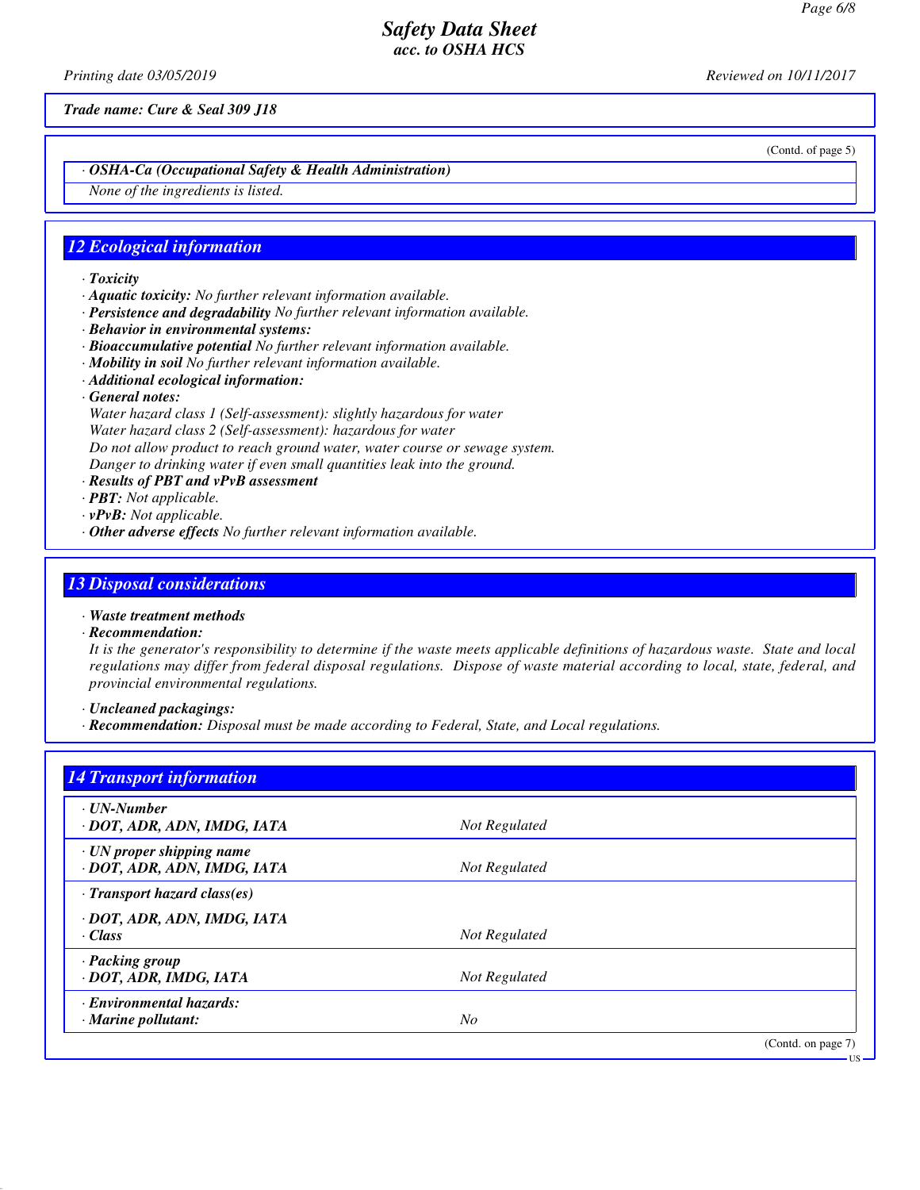(Contd. of page 5)

**· OSHA-Ca (Occupational Safety & Health Administration)**

None of the ingredients is listed.

## 12 Ecological information

- **Toxicity**
- **Aquatic toxicity:** No further relevant information available.
- **Persistence and degradability** No further relevant information available.
- **Behavior in environmental systems:**
- **Bioaccumulative potential** No further relevant information available.
- **Mobility in soil** No further relevant information available.
- **Additional ecological information:**
- **General notes:**

  Water hazard class 1 (Self-assessment): slightly hazardous for water

  Water hazard class 2 (Self-assessment): hazardous for water

  Do not allow product to reach ground water, water course or sewage system.

  Danger to drinking water if even small quantities leak into the ground.
- **Results of PBT and vPvB assessment**
- **PBT:** Not applicable.
- **vPvB:** Not applicable.
- **Other adverse effects** No further relevant information available.

## 13 Disposal considerations

- **Waste treatment methods**
- **Recommendation:**

  It is the generator's responsibility to determine if the waste meets applicable definitions of hazardous waste. State and local regulations may differ from federal disposal regulations. Dispose of waste material according to local, state, federal, and provincial environmental regulations.

- **Uncleaned packagings:**
- **Recommendation:** Disposal must be made according to Federal, State, and Local regulations.

## 14 Transport information

| | |
|---|---|
| **· UN-Number**<br>**· DOT, ADR, ADN, IMDG, IATA** | Not Regulated |
| **· UN proper shipping name**<br>**· DOT, ADR, ADN, IMDG, IATA** | Not Regulated |
| **· Transport hazard class(es)**<br>**· DOT, ADR, ADN, IMDG, IATA**<br>**· Class** | Not Regulated |
| **· Packing group**<br>**· DOT, ADR, IMDG, IATA** | Not Regulated |
| **· Environmental hazards:**<br>**· Marine pollutant:** | No |

(Contd. on page 7)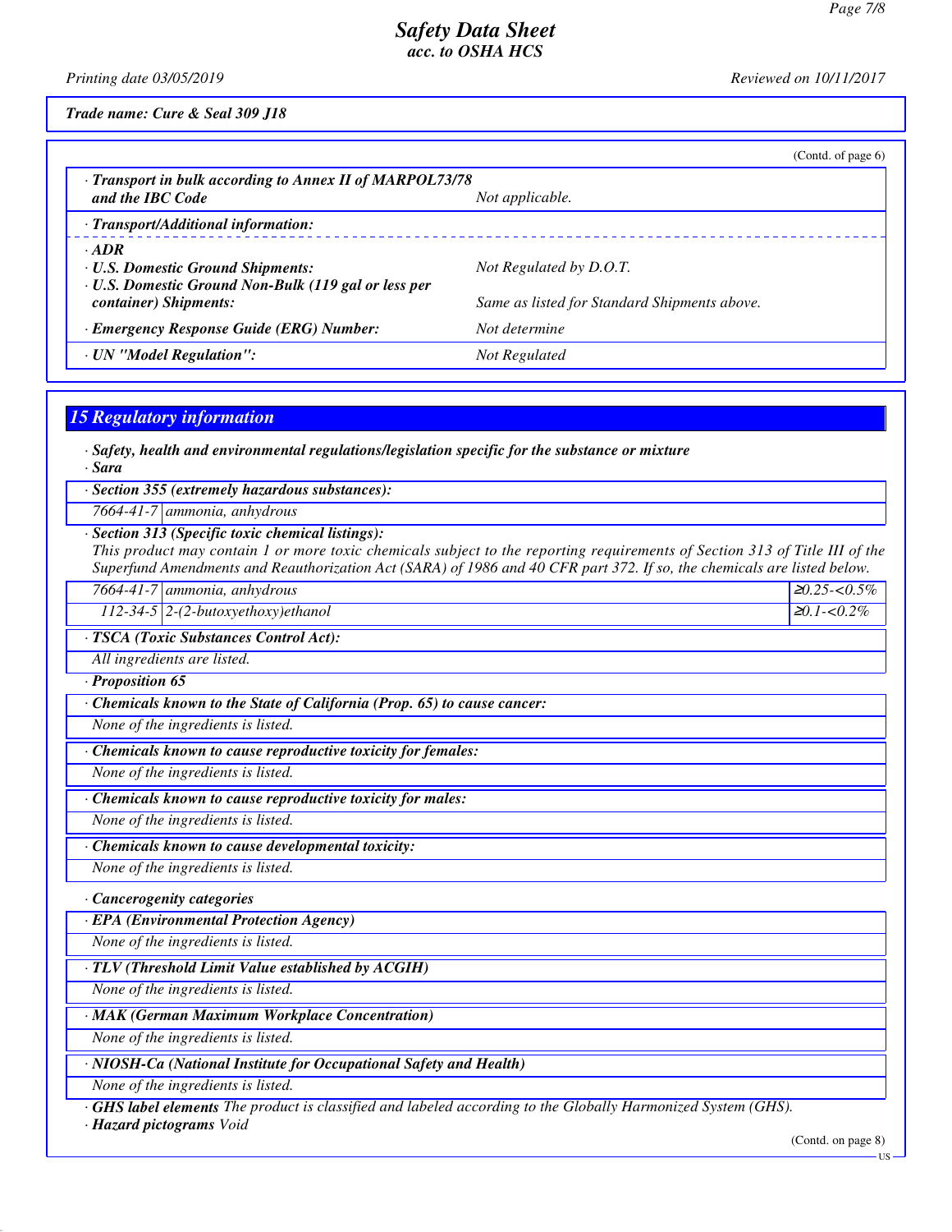Trade name: Cure & Seal 309 J18

(Contd. of page 6)

| | |
|---|---|
| · **Transport in bulk according to Annex II of MARPOL73/78 and the IBC Code** | *Not applicable.* |

· **Transport/Additional information:**

| | |
|---|---|
| · **ADR** | |
| · **U.S. Domestic Ground Shipments:** | *Not Regulated by D.O.T.* |
| · **U.S. Domestic Ground Non-Bulk (119 gal or less per container) Shipments:** | *Same as listed for Standard Shipments above.* |
| · **Emergency Response Guide (ERG) Number:** | *Not determine* |
| · **UN "Model Regulation":** | *Not Regulated* |

## 15 Regulatory information

· ***Safety, health and environmental regulations/legislation specific for the substance or mixture***
· ***Sara***

· ***Section 355 (extremely hazardous substances):***

| | |
|---|---|
| 7664-41-7 | ammonia, anhydrous |

· ***Section 313 (Specific toxic chemical listings):***
*This product may contain 1 or more toxic chemicals subject to the reporting requirements of Section 313 of Title III of the Superfund Amendments and Reauthorization Act (SARA) of 1986 and 40 CFR part 372. If so, the chemicals are listed below.*

| | | |
|---|---|---|
| 7664-41-7 | ammonia, anhydrous | ≥0.25-<0.5% |
| 112-34-5 | 2-(2-butoxyethoxy)ethanol | ≥0.1-<0.2% |

· ***TSCA (Toxic Substances Control Act):***
*All ingredients are listed.*

· ***Proposition 65***

· ***Chemicals known to the State of California (Prop. 65) to cause cancer:***
*None of the ingredients is listed.*

· ***Chemicals known to cause reproductive toxicity for females:***
*None of the ingredients is listed.*

· ***Chemicals known to cause reproductive toxicity for males:***
*None of the ingredients is listed.*

· ***Chemicals known to cause developmental toxicity:***
*None of the ingredients is listed.*

· ***Cancerogenity categories***

· ***EPA (Environmental Protection Agency)***
*None of the ingredients is listed.*

· ***TLV (Threshold Limit Value established by ACGIH)***
*None of the ingredients is listed.*

· ***MAK (German Maximum Workplace Concentration)***
*None of the ingredients is listed.*

· ***NIOSH-Ca (National Institute for Occupational Safety and Health)***
*None of the ingredients is listed.*

· ***GHS label elements*** *The product is classified and labeled according to the Globally Harmonized System (GHS).*
· ***Hazard pictograms*** *Void*

(Contd. on page 8)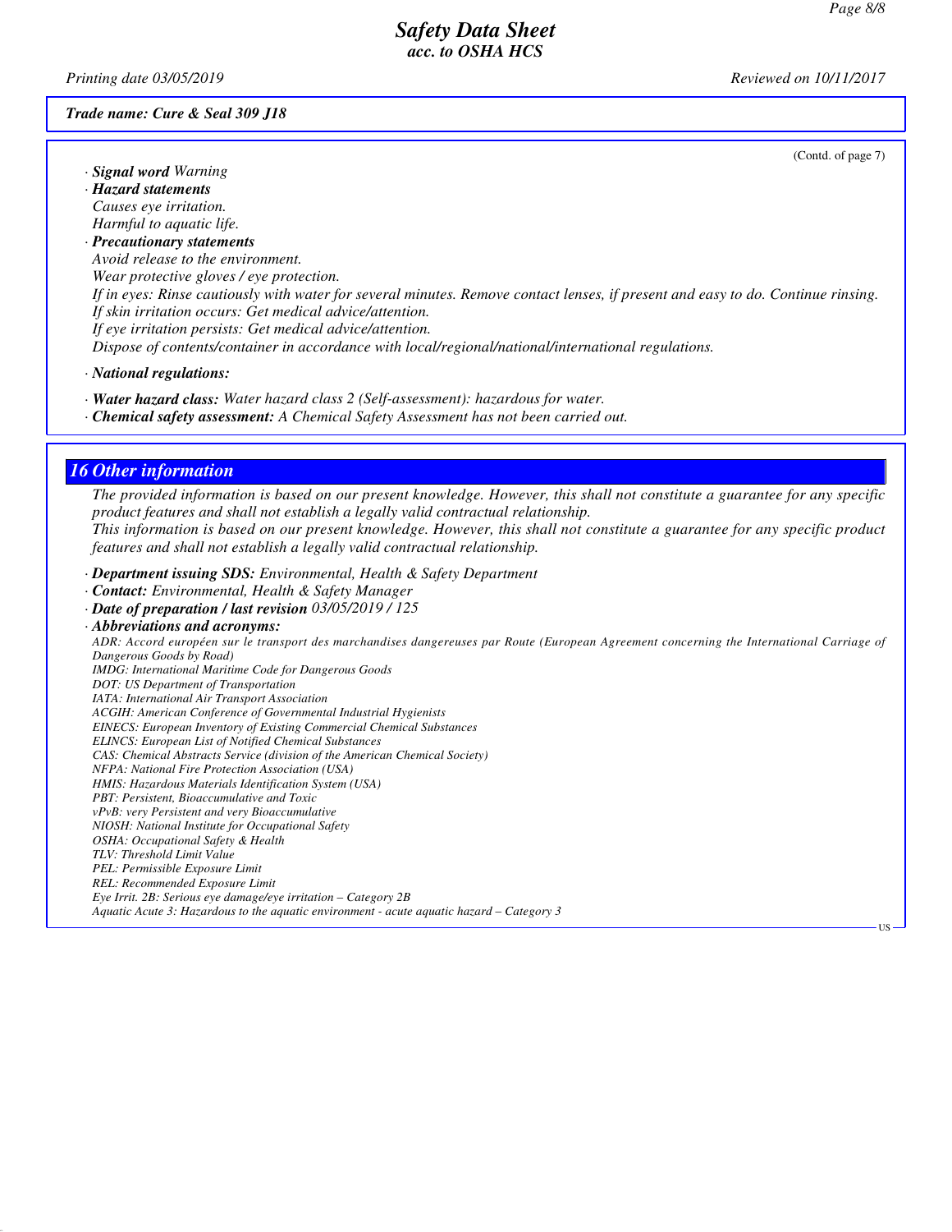*Trade name: Cure & Seal 309 J18*

(Contd. of page 7)

· **Signal word** Warning
· **Hazard statements**
Causes eye irritation.
Harmful to aquatic life.
· **Precautionary statements**
Avoid release to the environment.
Wear protective gloves / eye protection.
If in eyes: Rinse cautiously with water for several minutes. Remove contact lenses, if present and easy to do. Continue rinsing.
If skin irritation occurs: Get medical advice/attention.
If eye irritation persists: Get medical advice/attention.
Dispose of contents/container in accordance with local/regional/national/international regulations.

· **National regulations:**

· **Water hazard class:** Water hazard class 2 (Self-assessment): hazardous for water.
· **Chemical safety assessment:** A Chemical Safety Assessment has not been carried out.

## 16 Other information

The provided information is based on our present knowledge. However, this shall not constitute a guarantee for any specific product features and shall not establish a legally valid contractual relationship.
This information is based on our present knowledge. However, this shall not constitute a guarantee for any specific product features and shall not establish a legally valid contractual relationship.

· **Department issuing SDS:** Environmental, Health & Safety Department
· **Contact:** Environmental, Health & Safety Manager
· **Date of preparation / last revision** 03/05/2019 / 125
· **Abbreviations and acronyms:**
ADR: Accord européen sur le transport des marchandises dangereuses par Route (European Agreement concerning the International Carriage of Dangerous Goods by Road)
IMDG: International Maritime Code for Dangerous Goods
DOT: US Department of Transportation
IATA: International Air Transport Association
ACGIH: American Conference of Governmental Industrial Hygienists
EINECS: European Inventory of Existing Commercial Chemical Substances
ELINCS: European List of Notified Chemical Substances
CAS: Chemical Abstracts Service (division of the American Chemical Society)
NFPA: National Fire Protection Association (USA)
HMIS: Hazardous Materials Identification System (USA)
PBT: Persistent, Bioaccumulative and Toxic
vPvB: very Persistent and very Bioaccumulative
NIOSH: National Institute for Occupational Safety
OSHA: Occupational Safety & Health
TLV: Threshold Limit Value
PEL: Permissible Exposure Limit
REL: Recommended Exposure Limit
Eye Irrit. 2B: Serious eye damage/eye irritation – Category 2B
Aquatic Acute 3: Hazardous to the aquatic environment - acute aquatic hazard – Category 3